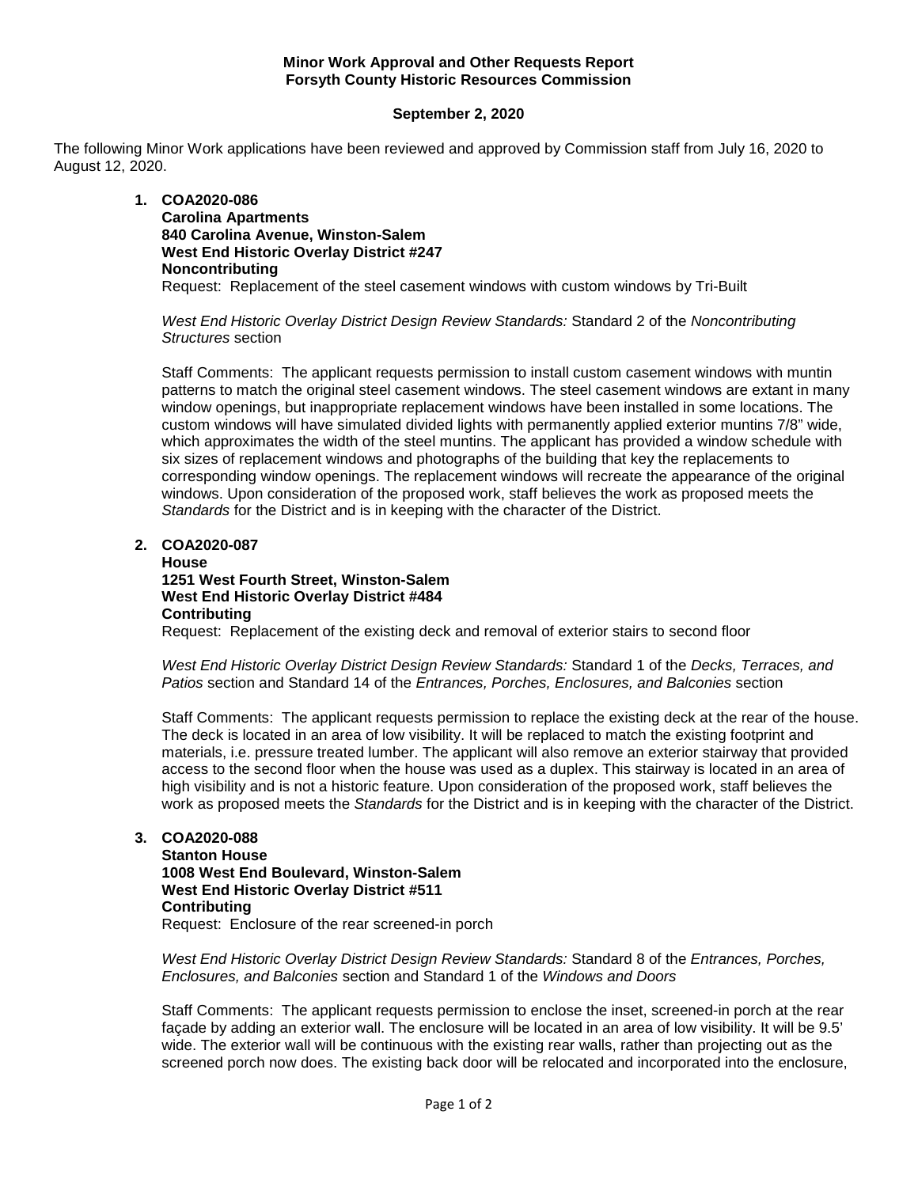**Minor Work Approval and Other Requests Report**
**Forsyth County Historic Resources Commission**

**September 2, 2020**

The following Minor Work applications have been reviewed and approved by Commission staff from July 16, 2020 to August 12, 2020.

1. **COA2020-086**
   **Carolina Apartments**
   **840 Carolina Avenue, Winston-Salem**
   **West End Historic Overlay District #247**
   **Noncontributing**
   Request: Replacement of the steel casement windows with custom windows by Tri-Built

   *West End Historic Overlay District Design Review Standards:* Standard 2 of the *Noncontributing Structures* section

   Staff Comments: The applicant requests permission to install custom casement windows with muntin patterns to match the original steel casement windows. The steel casement windows are extant in many window openings, but inappropriate replacement windows have been installed in some locations. The custom windows will have simulated divided lights with permanently applied exterior muntins 7/8" wide, which approximates the width of the steel muntins. The applicant has provided a window schedule with six sizes of replacement windows and photographs of the building that key the replacements to corresponding window openings. The replacement windows will recreate the appearance of the original windows. Upon consideration of the proposed work, staff believes the work as proposed meets the *Standards* for the District and is in keeping with the character of the District.

2. **COA2020-087**
   **House**
   **1251 West Fourth Street, Winston-Salem**
   **West End Historic Overlay District #484**
   **Contributing**
   Request: Replacement of the existing deck and removal of exterior stairs to second floor

   *West End Historic Overlay District Design Review Standards:* Standard 1 of the *Decks, Terraces, and Patios* section and Standard 14 of the *Entrances, Porches, Enclosures, and Balconies* section

   Staff Comments: The applicant requests permission to replace the existing deck at the rear of the house. The deck is located in an area of low visibility. It will be replaced to match the existing footprint and materials, i.e. pressure treated lumber. The applicant will also remove an exterior stairway that provided access to the second floor when the house was used as a duplex. This stairway is located in an area of high visibility and is not a historic feature. Upon consideration of the proposed work, staff believes the work as proposed meets the *Standards* for the District and is in keeping with the character of the District.

3. **COA2020-088**
   **Stanton House**
   **1008 West End Boulevard, Winston-Salem**
   **West End Historic Overlay District #511**
   **Contributing**
   Request: Enclosure of the rear screened-in porch

   *West End Historic Overlay District Design Review Standards:* Standard 8 of the *Entrances, Porches, Enclosures, and Balconies* section and Standard 1 of the *Windows and Doors*

   Staff Comments: The applicant requests permission to enclose the inset, screened-in porch at the rear façade by adding an exterior wall. The enclosure will be located in an area of low visibility. It will be 9.5' wide. The exterior wall will be continuous with the existing rear walls, rather than projecting out as the screened porch now does. The existing back door will be relocated and incorporated into the enclosure,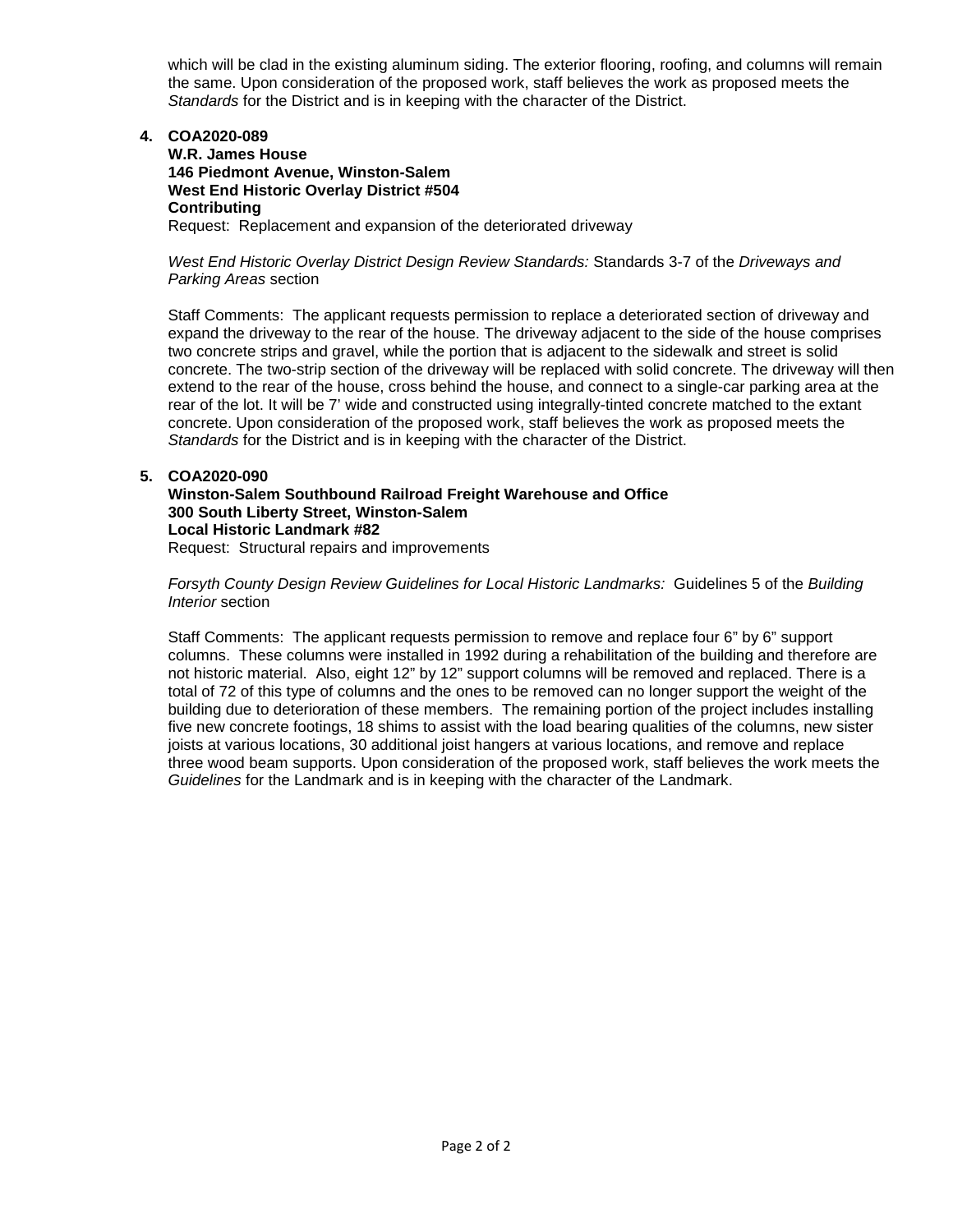which will be clad in the existing aluminum siding. The exterior flooring, roofing, and columns will remain the same. Upon consideration of the proposed work, staff believes the work as proposed meets the *Standards* for the District and is in keeping with the character of the District.

4. **COA2020-089**
   **W.R. James House**
   **146 Piedmont Avenue, Winston-Salem**
   **West End Historic Overlay District #504**
   **Contributing**
   Request: Replacement and expansion of the deteriorated driveway

   *West End Historic Overlay District Design Review Standards:* Standards 3-7 of the *Driveways and Parking Areas* section

   Staff Comments: The applicant requests permission to replace a deteriorated section of driveway and expand the driveway to the rear of the house. The driveway adjacent to the side of the house comprises two concrete strips and gravel, while the portion that is adjacent to the sidewalk and street is solid concrete. The two-strip section of the driveway will be replaced with solid concrete. The driveway will then extend to the rear of the house, cross behind the house, and connect to a single-car parking area at the rear of the lot. It will be 7' wide and constructed using integrally-tinted concrete matched to the extant concrete. Upon consideration of the proposed work, staff believes the work as proposed meets the *Standards* for the District and is in keeping with the character of the District.

5. **COA2020-090**
   **Winston-Salem Southbound Railroad Freight Warehouse and Office**
   **300 South Liberty Street, Winston-Salem**
   **Local Historic Landmark #82**
   Request: Structural repairs and improvements

   *Forsyth County Design Review Guidelines for Local Historic Landmarks:* Guidelines 5 of the *Building Interior* section

   Staff Comments: The applicant requests permission to remove and replace four 6" by 6" support columns. These columns were installed in 1992 during a rehabilitation of the building and therefore are not historic material. Also, eight 12" by 12" support columns will be removed and replaced. There is a total of 72 of this type of columns and the ones to be removed can no longer support the weight of the building due to deterioration of these members. The remaining portion of the project includes installing five new concrete footings, 18 shims to assist with the load bearing qualities of the columns, new sister joists at various locations, 30 additional joist hangers at various locations, and remove and replace three wood beam supports. Upon consideration of the proposed work, staff believes the work meets the *Guidelines* for the Landmark and is in keeping with the character of the Landmark.